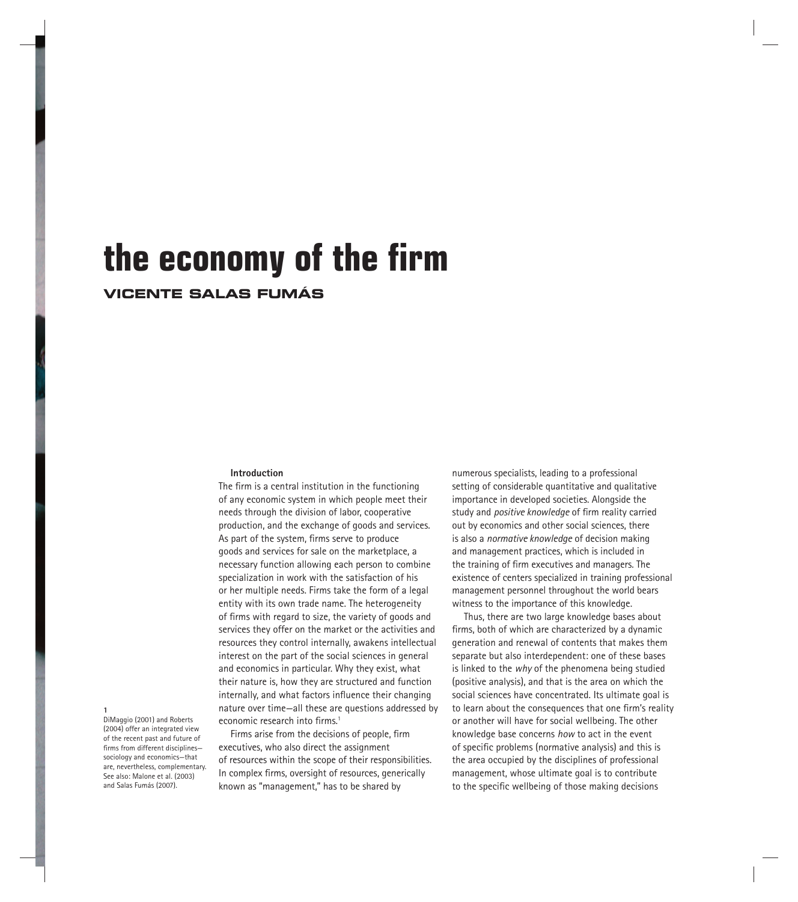# the economy of the firm

## VICENTE SALAS FUMÁS

### Introduction

The firm is a central institution in the functioning of any economic system in which people meet their needs through the division of labor, cooperative production, and the exchange of goods and services. As part of the system, firms serve to produce goods and services for sale on the marketplace, a necessary function allowing each person to combine specialization in work with the satisfaction of his or her multiple needs. Firms take the form of a legal entity with its own trade name. The heterogeneity of firms with regard to size, the variety of goods and services they offer on the market or the activities and resources they control internally, awakens intellectual interest on the part of the social sciences in general and economics in particular. Why they exist, what their nature is, how they are structured and function internally, and what factors influence their changing nature over time—all these are questions addressed by economic research into firms.[1]

Firms arise from the decisions of people, firm executives, who also direct the assignment of resources within the scope of their responsibilities. In complex firms, oversight of resources, generically known as "management," has to be shared by numerous specialists, leading to a professional setting of considerable quantitative and qualitative importance in developed societies. Alongside the study and *positive knowledge* of firm reality carried out by economics and other social sciences, there is also a *normative knowledge* of decision making and management practices, which is included in the training of firm executives and managers. The existence of centers specialized in training professional management personnel throughout the world bears witness to the importance of this knowledge.

Thus, there are two large knowledge bases about firms, both of which are characterized by a dynamic generation and renewal of contents that makes them separate but also interdependent: one of these bases is linked to the *why* of the phenomena being studied (positive analysis), and that is the area on which the social sciences have concentrated. Its ultimate goal is to learn about the consequences that one firm's reality or another will have for social wellbeing. The other knowledge base concerns *how* to act in the event of specific problems (normative analysis) and this is the area occupied by the disciplines of professional management, whose ultimate goal is to contribute to the specific wellbeing of those making decisions

[1] DiMaggio (2001) and Roberts (2004) offer an integrated view of the recent past and future of firms from different disciplines—sociology and economics—that are, nevertheless, complementary. See also: Malone et al. (2003) and Salas Fumás (2007).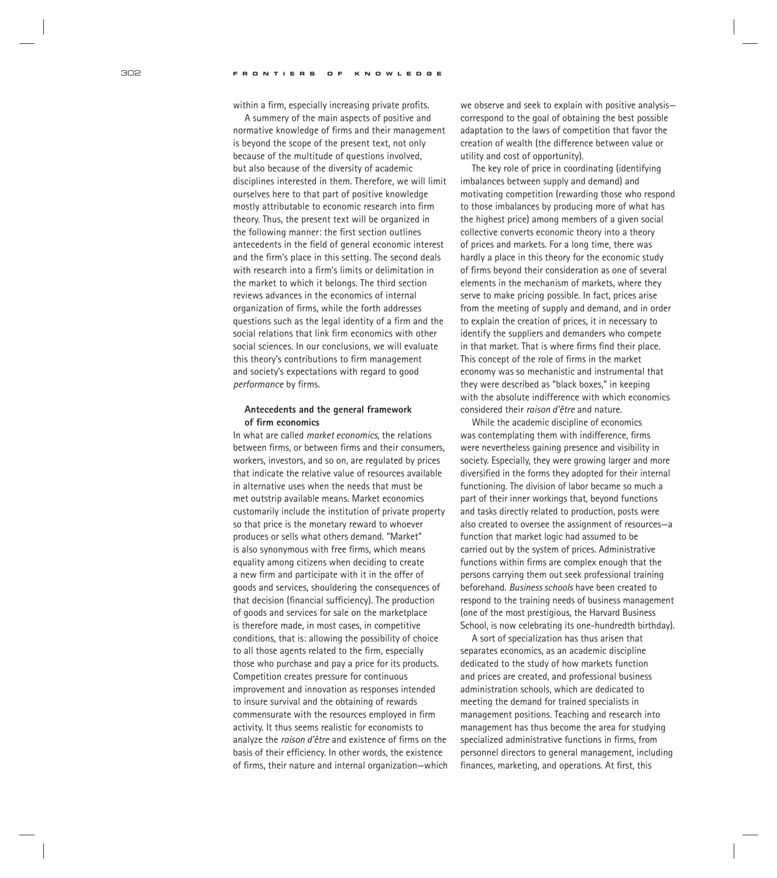within a firm, especially increasing private profits.

A summery of the main aspects of positive and normative knowledge of firms and their management is beyond the scope of the present text, not only because of the multitude of questions involved, but also because of the diversity of academic disciplines interested in them. Therefore, we will limit ourselves here to that part of positive knowledge mostly attributable to economic research into firm theory. Thus, the present text will be organized in the following manner: the first section outlines antecedents in the field of general economic interest and the firm's place in this setting. The second deals with research into a firm's limits or delimitation in the market to which it belongs. The third section reviews advances in the economics of internal organization of firms, while the forth addresses questions such as the legal identity of a firm and the social relations that link firm economics with other social sciences. In our conclusions, we will evaluate this theory's contributions to firm management and society's expectations with regard to good *performance* by firms.

## Antecedents and the general framework of firm economics

In what are called *market economics,* the relations between firms, or between firms and their consumers, workers, investors, and so on, are regulated by prices that indicate the relative value of resources available in alternative uses when the needs that must be met outstrip available means. Market economics customarily include the institution of private property so that price is the monetary reward to whoever produces or sells what others demand. "Market" is also synonymous with free firms, which means equality among citizens when deciding to create a new firm and participate with it in the offer of goods and services, shouldering the consequences of that decision (financial sufficiency). The production of goods and services for sale on the marketplace is therefore made, in most cases, in competitive conditions, that is: allowing the possibility of choice to all those agents related to the firm, especially those who purchase and pay a price for its products. Competition creates pressure for continuous improvement and innovation as responses intended to insure survival and the obtaining of rewards commensurate with the resources employed in firm activity. It thus seems realistic for economists to analyze the *raison d'être* and existence of firms on the basis of their efficiency. In other words, the existence of firms, their nature and internal organization—which we observe and seek to explain with positive analysis—correspond to the goal of obtaining the best possible adaptation to the laws of competition that favor the creation of wealth (the difference between value or utility and cost of opportunity).

The key role of price in coordinating (identifying imbalances between supply and demand) and motivating competition (rewarding those who respond to those imbalances by producing more of what has the highest price) among members of a given social collective converts economic theory into a theory of prices and markets. For a long time, there was hardly a place in this theory for the economic study of firms beyond their consideration as one of several elements in the mechanism of markets, where they serve to make pricing possible. In fact, prices arise from the meeting of supply and demand, and in order to explain the creation of prices, it in necessary to identify the suppliers and demanders who compete in that market. That is where firms find their place. This concept of the role of firms in the market economy was so mechanistic and instrumental that they were described as "black boxes," in keeping with the absolute indifference with which economics considered their *raison d'être* and nature.

While the academic discipline of economics was contemplating them with indifference, firms were nevertheless gaining presence and visibility in society. Especially, they were growing larger and more diversified in the forms they adopted for their internal functioning. The division of labor became so much a part of their inner workings that, beyond functions and tasks directly related to production, posts were also created to oversee the assignment of resources—a function that market logic had assumed to be carried out by the system of prices. Administrative functions within firms are complex enough that the persons carrying them out seek professional training beforehand. *Business schools* have been created to respond to the training needs of business management (one of the most prestigious, the Harvard Business School, is now celebrating its one-hundredth birthday).

A sort of specialization has thus arisen that separates economics, as an academic discipline dedicated to the study of how markets function and prices are created, and professional business administration schools, which are dedicated to meeting the demand for trained specialists in management positions. Teaching and research into management has thus become the area for studying specialized administrative functions in firms, from personnel directors to general management, including finances, marketing, and operations. At first, this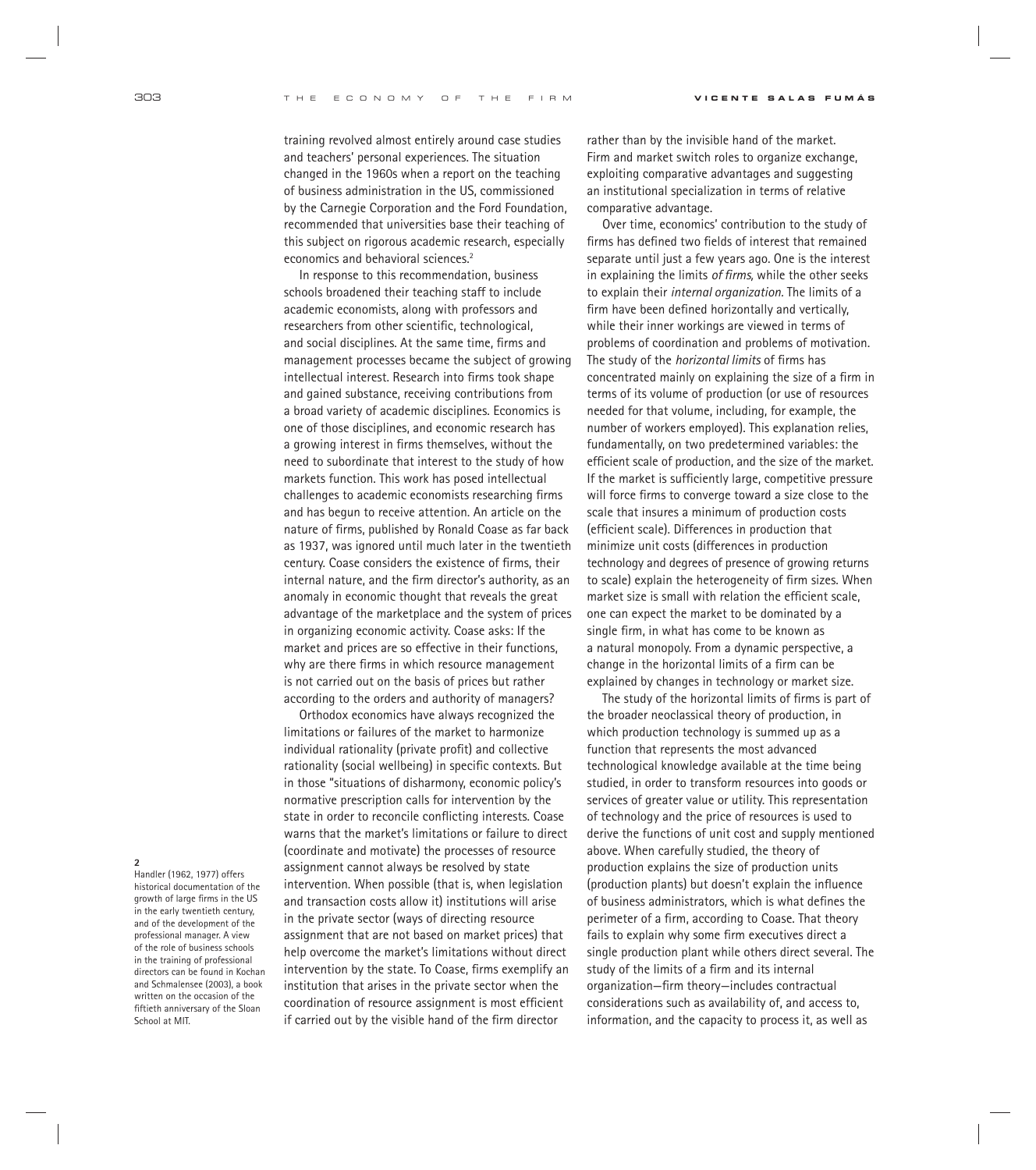training revolved almost entirely around case studies and teachers' personal experiences. The situation changed in the 1960s when a report on the teaching of business administration in the US, commissioned by the Carnegie Corporation and the Ford Foundation, recommended that universities base their teaching of this subject on rigorous academic research, especially economics and behavioral sciences.[2]

In response to this recommendation, business schools broadened their teaching staff to include academic economists, along with professors and researchers from other scientific, technological, and social disciplines. At the same time, firms and management processes became the subject of growing intellectual interest. Research into firms took shape and gained substance, receiving contributions from a broad variety of academic disciplines. Economics is one of those disciplines, and economic research has a growing interest in firms themselves, without the need to subordinate that interest to the study of how markets function. This work has posed intellectual challenges to academic economists researching firms and has begun to receive attention. An article on the nature of firms, published by Ronald Coase as far back as 1937, was ignored until much later in the twentieth century. Coase considers the existence of firms, their internal nature, and the firm director's authority, as an anomaly in economic thought that reveals the great advantage of the marketplace and the system of prices in organizing economic activity. Coase asks: If the market and prices are so effective in their functions, why are there firms in which resource management is not carried out on the basis of prices but rather according to the orders and authority of managers?

Orthodox economics have always recognized the limitations or failures of the market to harmonize individual rationality (private profit) and collective rationality (social wellbeing) in specific contexts. But in those "situations of disharmony, economic policy's normative prescription calls for intervention by the state in order to reconcile conflicting interests. Coase warns that the market's limitations or failure to direct (coordinate and motivate) the processes of resource assignment cannot always be resolved by state intervention. When possible (that is, when legislation and transaction costs allow it) institutions will arise in the private sector (ways of directing resource assignment that are not based on market prices) that help overcome the market's limitations without direct intervention by the state. To Coase, firms exemplify an institution that arises in the private sector when the coordination of resource assignment is most efficient if carried out by the visible hand of the firm director rather than by the invisible hand of the market. Firm and market switch roles to organize exchange, exploiting comparative advantages and suggesting an institutional specialization in terms of relative comparative advantage.

Over time, economics' contribution to the study of firms has defined two fields of interest that remained separate until just a few years ago. One is the interest in explaining the limits *of firms,* while the other seeks to explain their *internal organization.* The limits of a firm have been defined horizontally and vertically, while their inner workings are viewed in terms of problems of coordination and problems of motivation. The study of the *horizontal limits* of firms has concentrated mainly on explaining the size of a firm in terms of its volume of production (or use of resources needed for that volume, including, for example, the number of workers employed). This explanation relies, fundamentally, on two predetermined variables: the efficient scale of production, and the size of the market. If the market is sufficiently large, competitive pressure will force firms to converge toward a size close to the scale that insures a minimum of production costs (efficient scale). Differences in production that minimize unit costs (differences in production technology and degrees of presence of growing returns to scale) explain the heterogeneity of firm sizes. When market size is small with relation the efficient scale, one can expect the market to be dominated by a single firm, in what has come to be known as a natural monopoly. From a dynamic perspective, a change in the horizontal limits of a firm can be explained by changes in technology or market size.

The study of the horizontal limits of firms is part of the broader neoclassical theory of production, in which production technology is summed up as a function that represents the most advanced technological knowledge available at the time being studied, in order to transform resources into goods or services of greater value or utility. This representation of technology and the price of resources is used to derive the functions of unit cost and supply mentioned above. When carefully studied, the theory of production explains the size of production units (production plants) but doesn't explain the influence of business administrators, which is what defines the perimeter of a firm, according to Coase. That theory fails to explain why some firm executives direct a single production plant while others direct several. The study of the limits of a firm and its internal organization—firm theory—includes contractual considerations such as availability of, and access to, information, and the capacity to process it, as well as

**2**
Handler (1962, 1977) offers historical documentation of the growth of large firms in the US in the early twentieth century, and of the development of the professional manager. A view of the role of business schools in the training of professional directors can be found in Kochan and Schmalensee (2003), a book written on the occasion of the fiftieth anniversary of the Sloan School at MIT.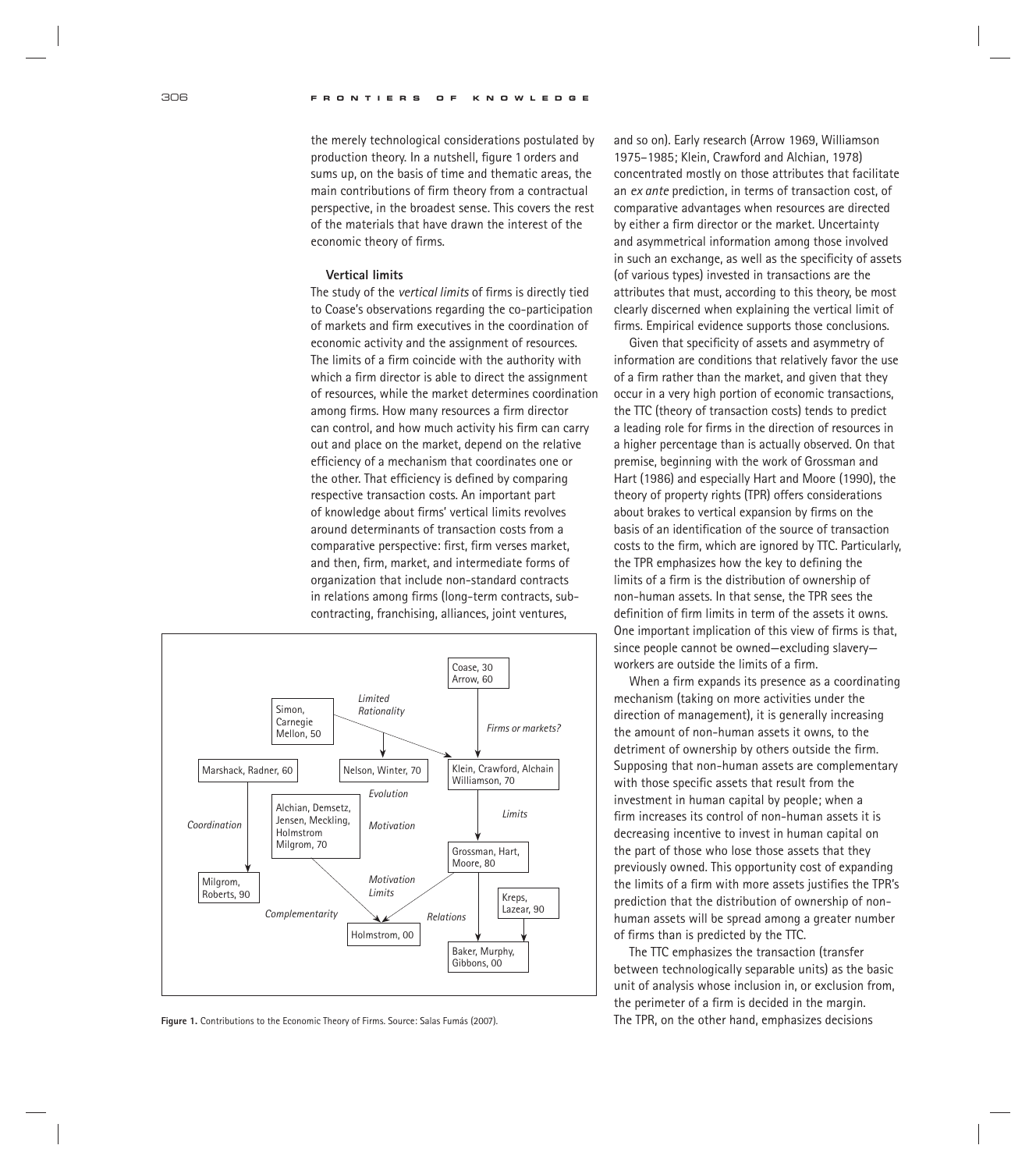the merely technological considerations postulated by production theory. In a nutshell, figure 1 orders and sums up, on the basis of time and thematic areas, the main contributions of firm theory from a contractual perspective, in the broadest sense. This covers the rest of the materials that have drawn the interest of the economic theory of firms.

### Vertical limits

The study of the *vertical limits* of firms is directly tied to Coase's observations regarding the co-participation of markets and firm executives in the coordination of economic activity and the assignment of resources. The limits of a firm coincide with the authority with which a firm director is able to direct the assignment of resources, while the market determines coordination among firms. How many resources a firm director can control, and how much activity his firm can carry out and place on the market, depend on the relative efficiency of a mechanism that coordinates one or the other. That efficiency is defined by comparing respective transaction costs. An important part of knowledge about firms' vertical limits revolves around determinants of transaction costs from a comparative perspective: first, firm verses market, and then, firm, market, and intermediate forms of organization that include non-standard contracts in relations among firms (long-term contracts, sub-contracting, franchising, alliances, joint ventures, and so on). Early research (Arrow 1969, Williamson 1975–1985; Klein, Crawford and Alchian, 1978) concentrated mostly on those attributes that facilitate an *ex ante* prediction, in terms of transaction cost, of comparative advantages when resources are directed by either a firm director or the market. Uncertainty and asymmetrical information among those involved in such an exchange, as well as the specificity of assets (of various types) invested in transactions are the attributes that must, according to this theory, be most clearly discerned when explaining the vertical limit of firms. Empirical evidence supports those conclusions.

Figure 1. Contributions to the Economic Theory of Firms. Source: Salas Fumás (2007).

Given that specificity of assets and asymmetry of information are conditions that relatively favor the use of a firm rather than the market, and given that they occur in a very high portion of economic transactions, the TTC (theory of transaction costs) tends to predict a leading role for firms in the direction of resources in a higher percentage than is actually observed. On that premise, beginning with the work of Grossman and Hart (1986) and especially Hart and Moore (1990), the theory of property rights (TPR) offers considerations about brakes to vertical expansion by firms on the basis of an identification of the source of transaction costs to the firm, which are ignored by TTC. Particularly, the TPR emphasizes how the key to defining the limits of a firm is the distribution of ownership of non-human assets. In that sense, the TPR sees the definition of firm limits in term of the assets it owns. One important implication of this view of firms is that, since people cannot be owned—excluding slavery—workers are outside the limits of a firm.

When a firm expands its presence as a coordinating mechanism (taking on more activities under the direction of management), it is generally increasing the amount of non-human assets it owns, to the detriment of ownership by others outside the firm. Supposing that non-human assets are complementary with those specific assets that result from the investment in human capital by people; when a firm increases its control of non-human assets it is decreasing incentive to invest in human capital on the part of those who lose those assets that they previously owned. This opportunity cost of expanding the limits of a firm with more assets justifies the TPR's prediction that the distribution of ownership of non-human assets will be spread among a greater number of firms than is predicted by the TTC.

The TTC emphasizes the transaction (transfer between technologically separable units) as the basic unit of analysis whose inclusion in, or exclusion from, the perimeter of a firm is decided in the margin. The TPR, on the other hand, emphasizes decisions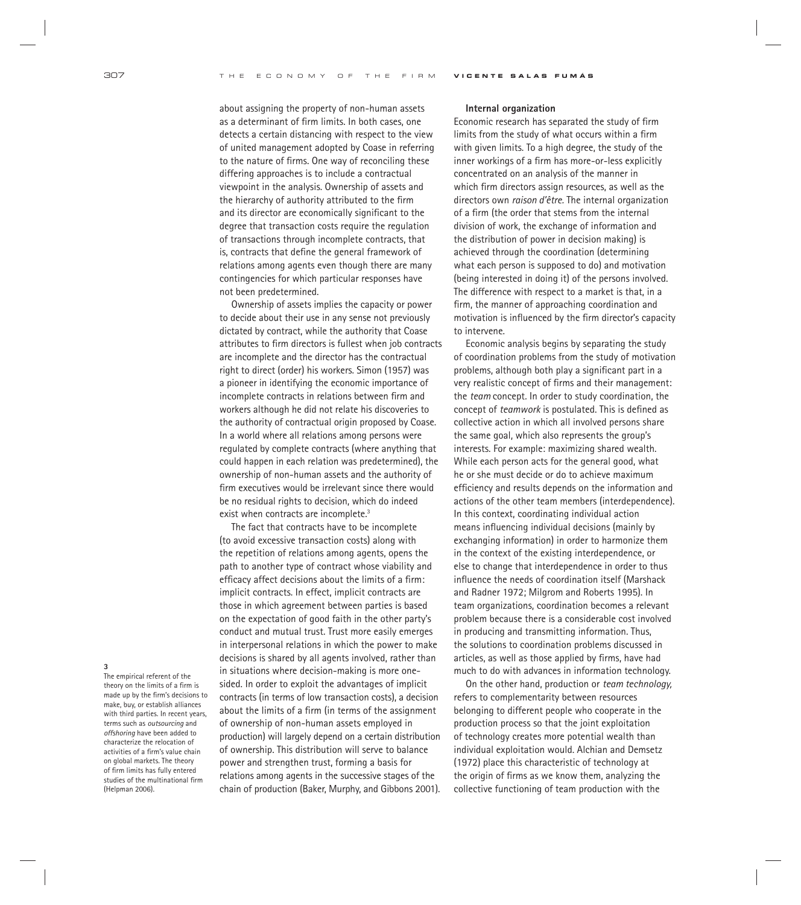about assigning the property of non-human assets as a determinant of firm limits. In both cases, one detects a certain distancing with respect to the view of united management adopted by Coase in referring to the nature of firms. One way of reconciling these differing approaches is to include a contractual viewpoint in the analysis. Ownership of assets and the hierarchy of authority attributed to the firm and its director are economically significant to the degree that transaction costs require the regulation of transactions through incomplete contracts, that is, contracts that define the general framework of relations among agents even though there are many contingencies for which particular responses have not been predetermined.

Ownership of assets implies the capacity or power to decide about their use in any sense not previously dictated by contract, while the authority that Coase attributes to firm directors is fullest when job contracts are incomplete and the director has the contractual right to direct (order) his workers. Simon (1957) was a pioneer in identifying the economic importance of incomplete contracts in relations between firm and workers although he did not relate his discoveries to the authority of contractual origin proposed by Coase. In a world where all relations among persons were regulated by complete contracts (where anything that could happen in each relation was predetermined), the ownership of non-human assets and the authority of firm executives would be irrelevant since there would be no residual rights to decision, which do indeed exist when contracts are incomplete.[3]

The fact that contracts have to be incomplete (to avoid excessive transaction costs) along with the repetition of relations among agents, opens the path to another type of contract whose viability and efficacy affect decisions about the limits of a firm: implicit contracts. In effect, implicit contracts are those in which agreement between parties is based on the expectation of good faith in the other party's conduct and mutual trust. Trust more easily emerges in interpersonal relations in which the power to make decisions is shared by all agents involved, rather than in situations where decision-making is more one-sided. In order to exploit the advantages of implicit contracts (in terms of low transaction costs), a decision about the limits of a firm (in terms of the assignment of ownership of non-human assets employed in production) will largely depend on a certain distribution of ownership. This distribution will serve to balance power and strengthen trust, forming a basis for relations among agents in the successive stages of the chain of production (Baker, Murphy, and Gibbons 2001).

**Internal organization**

Economic research has separated the study of firm limits from the study of what occurs within a firm with given limits. To a high degree, the study of the inner workings of a firm has more-or-less explicitly concentrated on an analysis of the manner in which firm directors assign resources, as well as the directors own *raison d'être.* The internal organization of a firm (the order that stems from the internal division of work, the exchange of information and the distribution of power in decision making) is achieved through the coordination (determining what each person is supposed to do) and motivation (being interested in doing it) of the persons involved. The difference with respect to a market is that, in a firm, the manner of approaching coordination and motivation is influenced by the firm director's capacity to intervene.

Economic analysis begins by separating the study of coordination problems from the study of motivation problems, although both play a significant part in a very realistic concept of firms and their management: the *team* concept. In order to study coordination, the concept of *teamwork* is postulated. This is defined as collective action in which all involved persons share the same goal, which also represents the group's interests. For example: maximizing shared wealth. While each person acts for the general good, what he or she must decide or do to achieve maximum efficiency and results depends on the information and actions of the other team members (interdependence). In this context, coordinating individual action means influencing individual decisions (mainly by exchanging information) in order to harmonize them in the context of the existing interdependence, or else to change that interdependence in order to thus influence the needs of coordination itself (Marshack and Radner 1972; Milgrom and Roberts 1995). In team organizations, coordination becomes a relevant problem because there is a considerable cost involved in producing and transmitting information. Thus, the solutions to coordination problems discussed in articles, as well as those applied by firms, have had much to do with advances in information technology.

On the other hand, production or *team technology,* refers to complementarity between resources belonging to different people who cooperate in the production process so that the joint exploitation of technology creates more potential wealth than individual exploitation would. Alchian and Demsetz (1972) place this characteristic of technology at the origin of firms as we know them, analyzing the collective functioning of team production with the

[3] The empirical referent of the theory on the limits of a firm is made up by the firm's decisions to make, buy, or establish alliances with third parties. In recent years, terms such as *outsourcing* and *offshoring* have been added to characterize the relocation of activities of a firm's value chain on global markets. The theory of firm limits has fully entered studies of the multinational firm (Helpman 2006).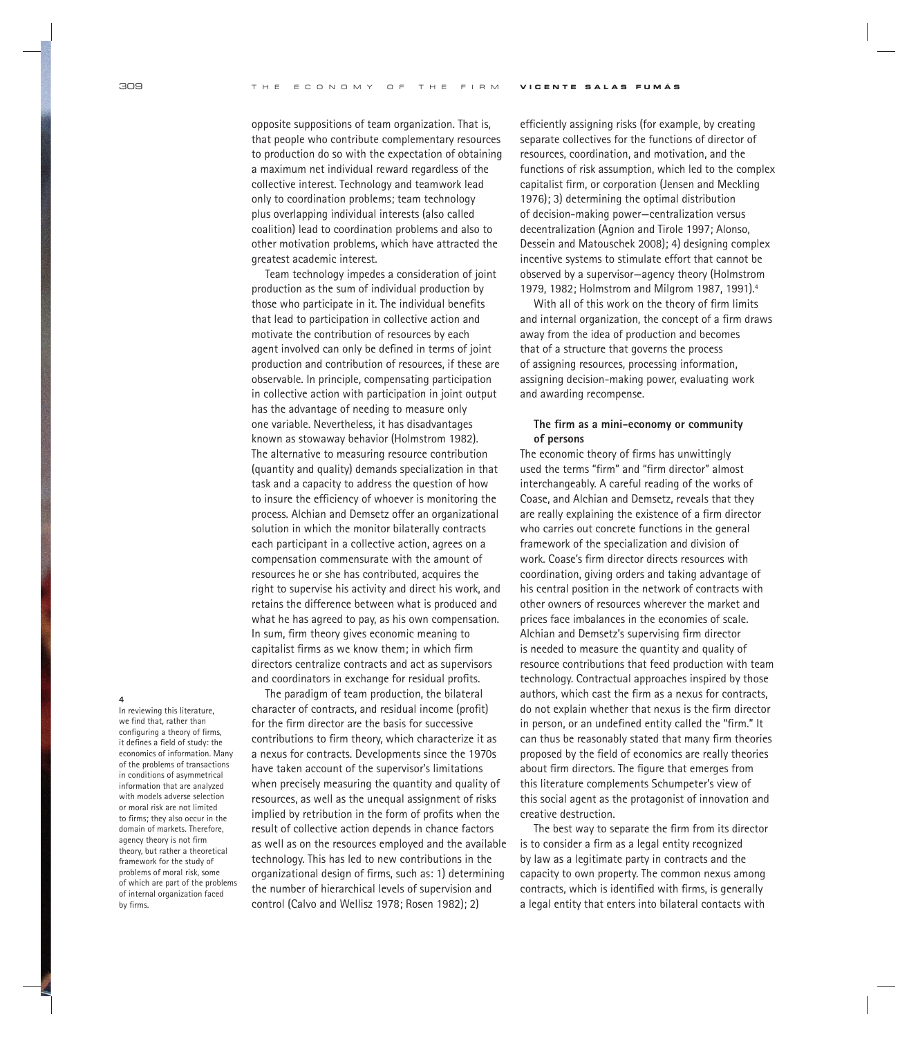opposite suppositions of team organization. That is, that people who contribute complementary resources to production do so with the expectation of obtaining a maximum net individual reward regardless of the collective interest. Technology and teamwork lead only to coordination problems; team technology plus overlapping individual interests (also called coalition) lead to coordination problems and also to other motivation problems, which have attracted the greatest academic interest.

Team technology impedes a consideration of joint production as the sum of individual production by those who participate in it. The individual benefits that lead to participation in collective action and motivate the contribution of resources by each agent involved can only be defined in terms of joint production and contribution of resources, if these are observable. In principle, compensating participation in collective action with participation in joint output has the advantage of needing to measure only one variable. Nevertheless, it has disadvantages known as stowaway behavior (Holmstrom 1982). The alternative to measuring resource contribution (quantity and quality) demands specialization in that task and a capacity to address the question of how to insure the efficiency of whoever is monitoring the process. Alchian and Demsetz offer an organizational solution in which the monitor bilaterally contracts each participant in a collective action, agrees on a compensation commensurate with the amount of resources he or she has contributed, acquires the right to supervise his activity and direct his work, and retains the difference between what is produced and what he has agreed to pay, as his own compensation. In sum, firm theory gives economic meaning to capitalist firms as we know them; in which firm directors centralize contracts and act as supervisors and coordinators in exchange for residual profits.

The paradigm of team production, the bilateral character of contracts, and residual income (profit) for the firm director are the basis for successive contributions to firm theory, which characterize it as a nexus for contracts. Developments since the 1970s have taken account of the supervisor's limitations when precisely measuring the quantity and quality of resources, as well as the unequal assignment of risks implied by retribution in the form of profits when the result of collective action depends in chance factors as well as on the resources employed and the available technology. This has led to new contributions in the organizational design of firms, such as: 1) determining the number of hierarchical levels of supervision and control (Calvo and Wellisz 1978; Rosen 1982); 2) efficiently assigning risks (for example, by creating separate collectives for the functions of director of resources, coordination, and motivation, and the functions of risk assumption, which led to the complex capitalist firm, or corporation (Jensen and Meckling 1976); 3) determining the optimal distribution of decision-making power—centralization versus decentralization (Agnion and Tirole 1997; Alonso, Dessein and Matouschek 2008); 4) designing complex incentive systems to stimulate effort that cannot be observed by a supervisor—agency theory (Holmstrom 1979, 1982; Holmstrom and Milgrom 1987, 1991).[4]

With all of this work on the theory of firm limits and internal organization, the concept of a firm draws away from the idea of production and becomes that of a structure that governs the process of assigning resources, processing information, assigning decision-making power, evaluating work and awarding recompense.

### The firm as a mini-economy or community of persons

The economic theory of firms has unwittingly used the terms "firm" and "firm director" almost interchangeably. A careful reading of the works of Coase, and Alchian and Demsetz, reveals that they are really explaining the existence of a firm director who carries out concrete functions in the general framework of the specialization and division of work. Coase's firm director directs resources with coordination, giving orders and taking advantage of his central position in the network of contracts with other owners of resources wherever the market and prices face imbalances in the economies of scale. Alchian and Demsetz's supervising firm director is needed to measure the quantity and quality of resource contributions that feed production with team technology. Contractual approaches inspired by those authors, which cast the firm as a nexus for contracts, do not explain whether that nexus is the firm director in person, or an undefined entity called the "firm." It can thus be reasonably stated that many firm theories proposed by the field of economics are really theories about firm directors. The figure that emerges from this literature complements Schumpeter's view of this social agent as the protagonist of innovation and creative destruction.

The best way to separate the firm from its director is to consider a firm as a legal entity recognized by law as a legitimate party in contracts and the capacity to own property. The common nexus among contracts, which is identified with firms, is generally a legal entity that enters into bilateral contacts with

---

[4] In reviewing this literature, we find that, rather than configuring a theory of firms, it defines a field of study: the economics of information. Many of the problems of transactions in conditions of asymmetrical information that are analyzed with models adverse selection or moral risk are not limited to firms; they also occur in the domain of markets. Therefore, agency theory is not firm theory, but rather a theoretical framework for the study of problems of moral risk, some of which are part of the problems of internal organization faced by firms.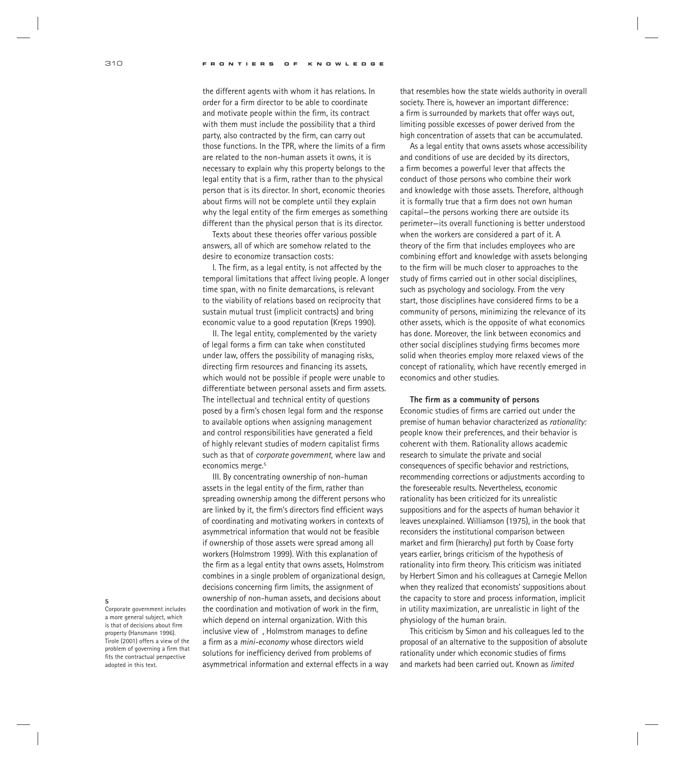the different agents with whom it has relations. In order for a firm director to be able to coordinate and motivate people within the firm, its contract with them must include the possibility that a third party, also contracted by the firm, can carry out those functions. In the TPR, where the limits of a firm are related to the non-human assets it owns, it is necessary to explain why this property belongs to the legal entity that is a firm, rather than to the physical person that is its director. In short, economic theories about firms will not be complete until they explain why the legal entity of the firm emerges as something different than the physical person that is its director.

Texts about these theories offer various possible answers, all of which are somehow related to the desire to economize transaction costs:

I. The firm, as a legal entity, is not affected by the temporal limitations that affect living people. A longer time span, with no finite demarcations, is relevant to the viability of relations based on reciprocity that sustain mutual trust (implicit contracts) and bring economic value to a good reputation (Kreps 1990).

II. The legal entity, complemented by the variety of legal forms a firm can take when constituted under law, offers the possibility of managing risks, directing firm resources and financing its assets, which would not be possible if people were unable to differentiate between personal assets and firm assets. The intellectual and technical entity of questions posed by a firm's chosen legal form and the response to available options when assigning management and control responsibilities have generated a field of highly relevant studies of modern capitalist firms such as that of *corporate government,* where law and economics merge.[5]

III. By concentrating ownership of non-human assets in the legal entity of the firm, rather than spreading ownership among the different persons who are linked by it, the firm's directors find efficient ways of coordinating and motivating workers in contexts of asymmetrical information that would not be feasible if ownership of those assets were spread among all workers (Holmstrom 1999). With this explanation of the firm as a legal entity that owns assets, Holmstrom combines in a single problem of organizational design, decisions concerning firm limits, the assignment of ownership of non-human assets, and decisions about the coordination and motivation of work in the firm, which depend on internal organization. With this inclusive view of , Holmstrom manages to define a firm as a *mini-economy* whose directors wield solutions for inefficiency derived from problems of asymmetrical information and external effects in a way that resembles how the state wields authority in overall society. There is, however an important difference: a firm is surrounded by markets that offer ways out, limiting possible excesses of power derived from the high concentration of assets that can be accumulated.

As a legal entity that owns assets whose accessibility and conditions of use are decided by its directors, a firm becomes a powerful lever that affects the conduct of those persons who combine their work and knowledge with those assets. Therefore, although it is formally true that a firm does not own human capital—the persons working there are outside its perimeter—its overall functioning is better understood when the workers are considered a part of it. A theory of the firm that includes employees who are combining effort and knowledge with assets belonging to the firm will be much closer to approaches to the study of firms carried out in other social disciplines, such as psychology and sociology. From the very start, those disciplines have considered firms to be a community of persons, minimizing the relevance of its other assets, which is the opposite of what economics has done. Moreover, the link between economics and other social disciplines studying firms becomes more solid when theories employ more relaxed views of the concept of rationality, which have recently emerged in economics and other studies.

### The firm as a community of persons

Economic studies of firms are carried out under the premise of human behavior characterized as *rationality:* people know their preferences, and their behavior is coherent with them. Rationality allows academic research to simulate the private and social consequences of specific behavior and restrictions, recommending corrections or adjustments according to the foreseeable results. Nevertheless, economic rationality has been criticized for its unrealistic suppositions and for the aspects of human behavior it leaves unexplained. Williamson (1975), in the book that reconsiders the institutional comparison between market and firm (hierarchy) put forth by Coase forty years earlier, brings criticism of the hypothesis of rationality into firm theory. This criticism was initiated by Herbert Simon and his colleagues at Carnegie Mellon when they realized that economists' suppositions about the capacity to store and process information, implicit in utility maximization, are unrealistic in light of the physiology of the human brain.

This criticism by Simon and his colleagues led to the proposal of an alternative to the supposition of absolute rationality under which economic studies of firms and markets had been carried out. Known as *limited*

[5] Corporate government includes a more general subject, which is that of decisions about firm property (Hansmann 1996). Tirole (2001) offers a view of the problem of governing a firm that fits the contractual perspective adopted in this text.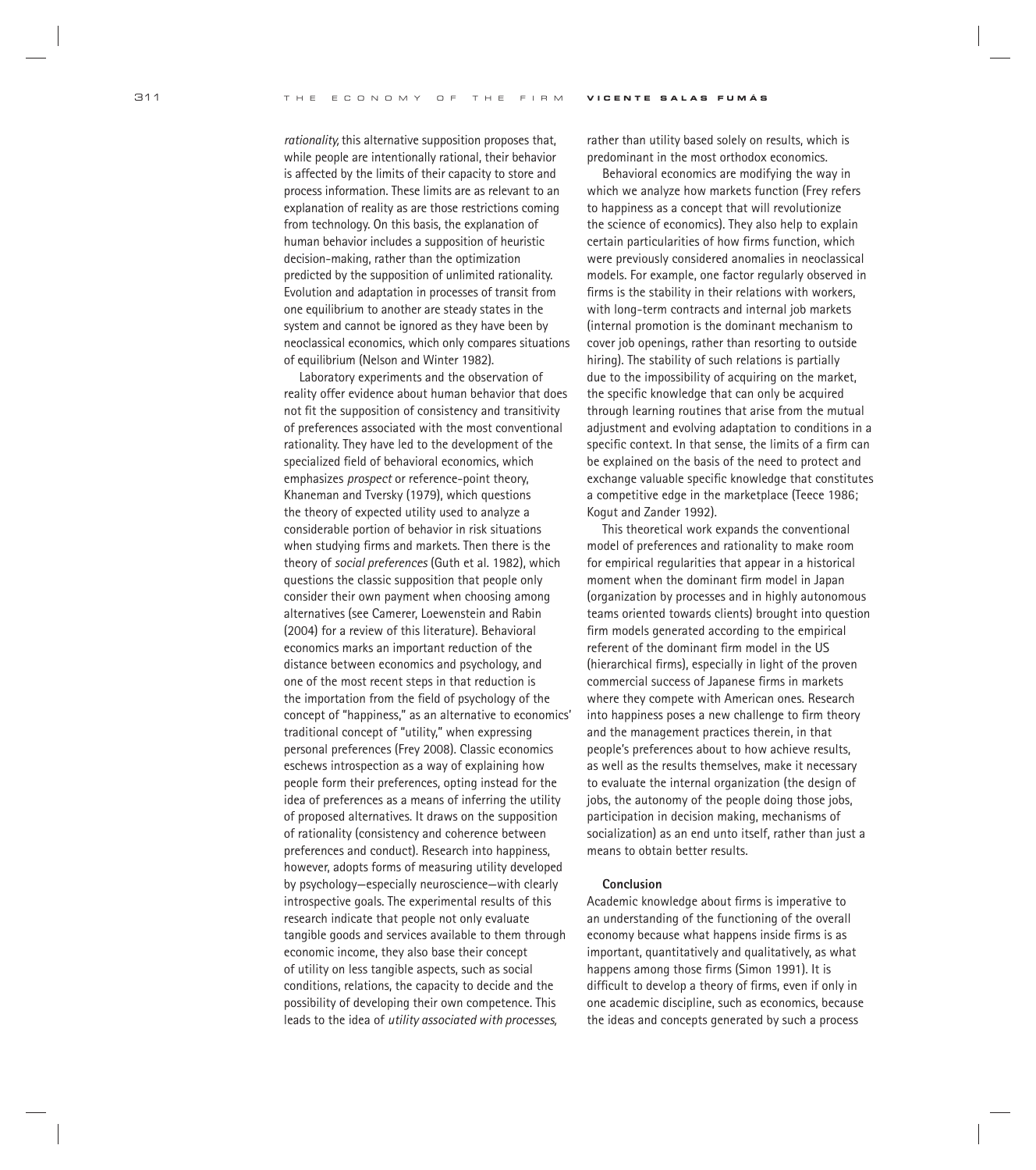*rationality,* this alternative supposition proposes that, while people are intentionally rational, their behavior is affected by the limits of their capacity to store and process information. These limits are as relevant to an explanation of reality as are those restrictions coming from technology. On this basis, the explanation of human behavior includes a supposition of heuristic decision-making, rather than the optimization predicted by the supposition of unlimited rationality. Evolution and adaptation in processes of transit from one equilibrium to another are steady states in the system and cannot be ignored as they have been by neoclassical economics, which only compares situations of equilibrium (Nelson and Winter 1982).

Laboratory experiments and the observation of reality offer evidence about human behavior that does not fit the supposition of consistency and transitivity of preferences associated with the most conventional rationality. They have led to the development of the specialized field of behavioral economics, which emphasizes *prospect* or reference-point theory, Khaneman and Tversky (1979), which questions the theory of expected utility used to analyze a considerable portion of behavior in risk situations when studying firms and markets. Then there is the theory of *social preferences* (Guth et al. 1982), which questions the classic supposition that people only consider their own payment when choosing among alternatives (see Camerer, Loewenstein and Rabin (2004) for a review of this literature). Behavioral economics marks an important reduction of the distance between economics and psychology, and one of the most recent steps in that reduction is the importation from the field of psychology of the concept of "happiness," as an alternative to economics' traditional concept of "utility," when expressing personal preferences (Frey 2008). Classic economics eschews introspection as a way of explaining how people form their preferences, opting instead for the idea of preferences as a means of inferring the utility of proposed alternatives. It draws on the supposition of rationality (consistency and coherence between preferences and conduct). Research into happiness, however, adopts forms of measuring utility developed by psychology—especially neuroscience—with clearly introspective goals. The experimental results of this research indicate that people not only evaluate tangible goods and services available to them through economic income, they also base their concept of utility on less tangible aspects, such as social conditions, relations, the capacity to decide and the possibility of developing their own competence. This leads to the idea of *utility associated with processes,* rather than utility based solely on results, which is predominant in the most orthodox economics.

Behavioral economics are modifying the way in which we analyze how markets function (Frey refers to happiness as a concept that will revolutionize the science of economics). They also help to explain certain particularities of how firms function, which were previously considered anomalies in neoclassical models. For example, one factor regularly observed in firms is the stability in their relations with workers, with long-term contracts and internal job markets (internal promotion is the dominant mechanism to cover job openings, rather than resorting to outside hiring). The stability of such relations is partially due to the impossibility of acquiring on the market, the specific knowledge that can only be acquired through learning routines that arise from the mutual adjustment and evolving adaptation to conditions in a specific context. In that sense, the limits of a firm can be explained on the basis of the need to protect and exchange valuable specific knowledge that constitutes a competitive edge in the marketplace (Teece 1986; Kogut and Zander 1992).

This theoretical work expands the conventional model of preferences and rationality to make room for empirical regularities that appear in a historical moment when the dominant firm model in Japan (organization by processes and in highly autonomous teams oriented towards clients) brought into question firm models generated according to the empirical referent of the dominant firm model in the US (hierarchical firms), especially in light of the proven commercial success of Japanese firms in markets where they compete with American ones. Research into happiness poses a new challenge to firm theory and the management practices therein, in that people's preferences about to how achieve results, as well as the results themselves, make it necessary to evaluate the internal organization (the design of jobs, the autonomy of the people doing those jobs, participation in decision making, mechanisms of socialization) as an end unto itself, rather than just a means to obtain better results.

## Conclusion

Academic knowledge about firms is imperative to an understanding of the functioning of the overall economy because what happens inside firms is as important, quantitatively and qualitatively, as what happens among those firms (Simon 1991). It is difficult to develop a theory of firms, even if only in one academic discipline, such as economics, because the ideas and concepts generated by such a process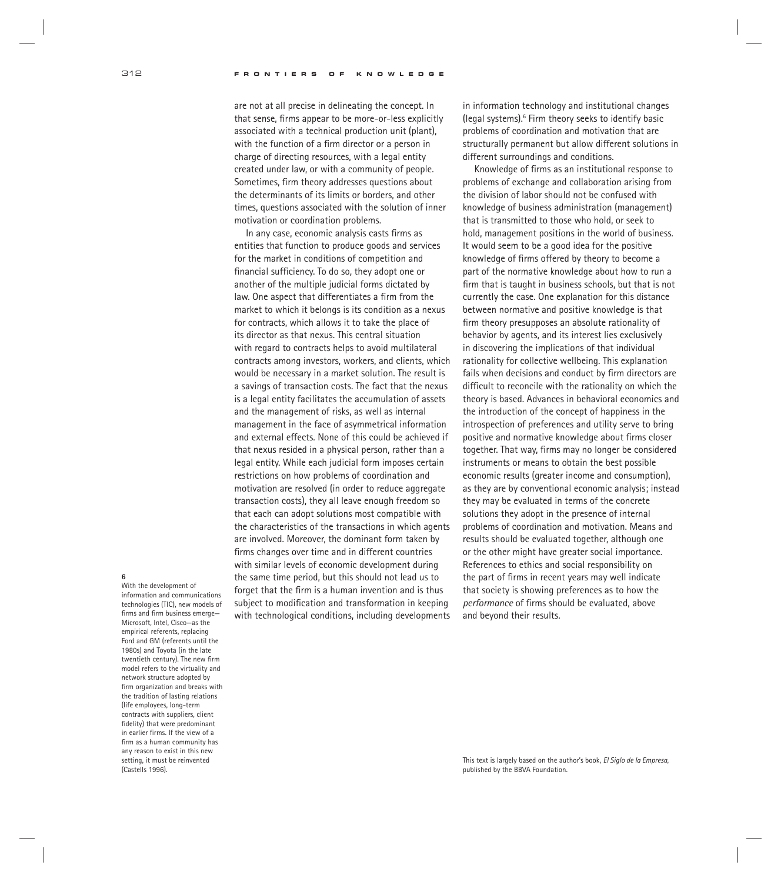are not at all precise in delineating the concept. In that sense, firms appear to be more-or-less explicitly associated with a technical production unit (plant), with the function of a firm director or a person in charge of directing resources, with a legal entity created under law, or with a community of people. Sometimes, firm theory addresses questions about the determinants of its limits or borders, and other times, questions associated with the solution of inner motivation or coordination problems.

In any case, economic analysis casts firms as entities that function to produce goods and services for the market in conditions of competition and financial sufficiency. To do so, they adopt one or another of the multiple judicial forms dictated by law. One aspect that differentiates a firm from the market to which it belongs is its condition as a nexus for contracts, which allows it to take the place of its director as that nexus. This central situation with regard to contracts helps to avoid multilateral contracts among investors, workers, and clients, which would be necessary in a market solution. The result is a savings of transaction costs. The fact that the nexus is a legal entity facilitates the accumulation of assets and the management of risks, as well as internal management in the face of asymmetrical information and external effects. None of this could be achieved if that nexus resided in a physical person, rather than a legal entity. While each judicial form imposes certain restrictions on how problems of coordination and motivation are resolved (in order to reduce aggregate transaction costs), they all leave enough freedom so that each can adopt solutions most compatible with the characteristics of the transactions in which agents are involved. Moreover, the dominant form taken by firms changes over time and in different countries with similar levels of economic development during the same time period, but this should not lead us to forget that the firm is a human invention and is thus subject to modification and transformation in keeping with technological conditions, including developments in information technology and institutional changes (legal systems).[6] Firm theory seeks to identify basic problems of coordination and motivation that are structurally permanent but allow different solutions in different surroundings and conditions.

Knowledge of firms as an institutional response to problems of exchange and collaboration arising from the division of labor should not be confused with knowledge of business administration (management) that is transmitted to those who hold, or seek to hold, management positions in the world of business. It would seem to be a good idea for the positive knowledge of firms offered by theory to become a part of the normative knowledge about how to run a firm that is taught in business schools, but that is not currently the case. One explanation for this distance between normative and positive knowledge is that firm theory presupposes an absolute rationality of behavior by agents, and its interest lies exclusively in discovering the implications of that individual rationality for collective wellbeing. This explanation fails when decisions and conduct by firm directors are difficult to reconcile with the rationality on which the theory is based. Advances in behavioral economics and the introduction of the concept of happiness in the introspection of preferences and utility serve to bring positive and normative knowledge about firms closer together. That way, firms may no longer be considered instruments or means to obtain the best possible economic results (greater income and consumption), as they are by conventional economic analysis; instead they may be evaluated in terms of the concrete solutions they adopt in the presence of internal problems of coordination and motivation. Means and results should be evaluated together, although one or the other might have greater social importance. References to ethics and social responsibility on the part of firms in recent years may well indicate that society is showing preferences as to how the *performance* of firms should be evaluated, above and beyond their results.

**6**
With the development of information and communications technologies (TIC), new models of firms and firm business emerge—Microsoft, Intel, Cisco—as the empirical referents, replacing Ford and GM (referents until the 1980s) and Toyota (in the late twentieth century). The new firm model refers to the virtuality and network structure adopted by firm organization and breaks with the tradition of lasting relations (life employees, long-term contracts with suppliers, client fidelity) that were predominant in earlier firms. If the view of a firm as a human community has any reason to exist in this new setting, it must be reinvented (Castells 1996).

This text is largely based on the author's book, *El Siglo de la Empresa*, published by the BBVA Foundation.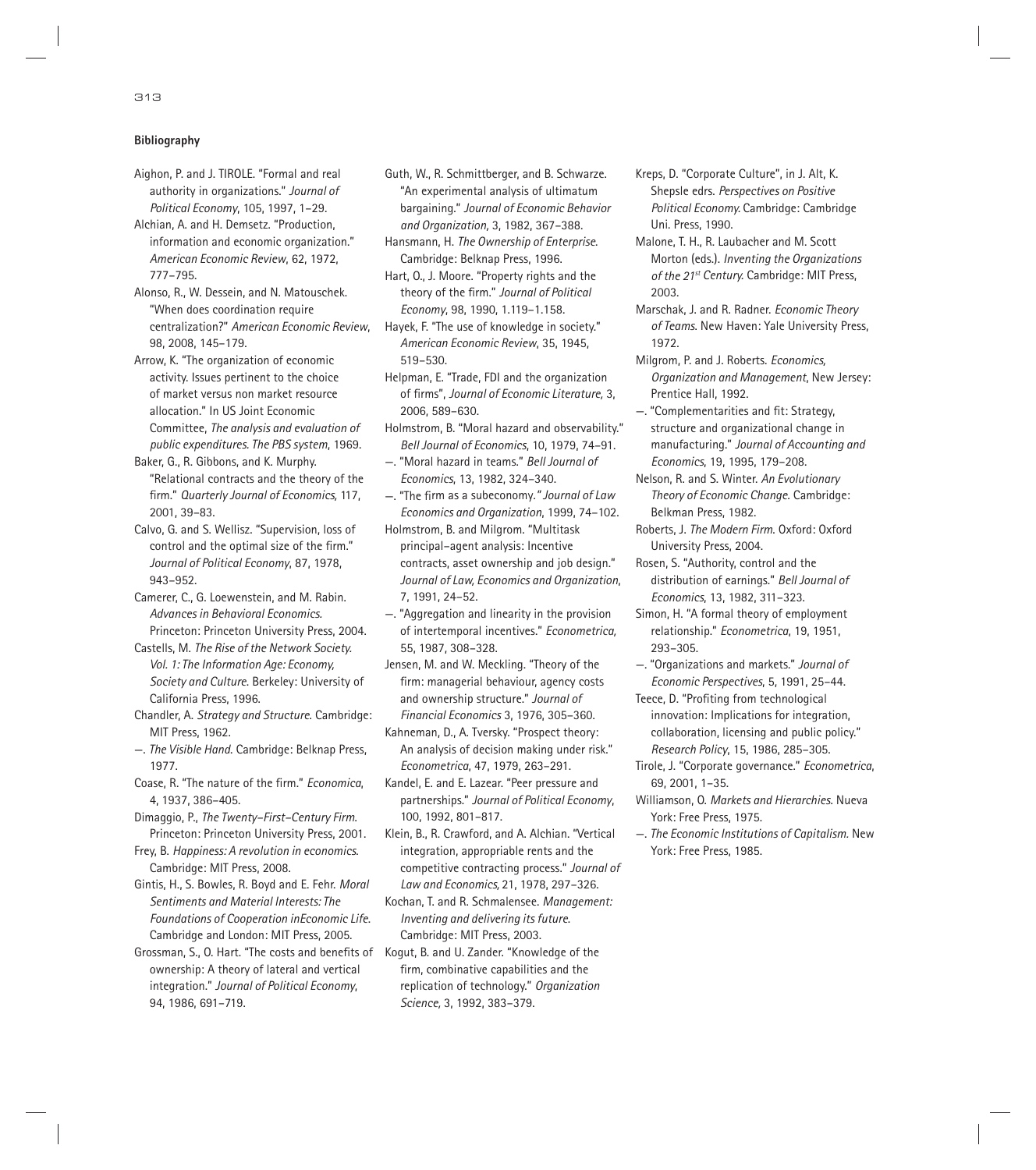**Bibliography**

Aighon, P. and J. TIROLE. "Formal and real authority in organizations." *Journal of Political Economy*, 105, 1997, 1–29.

Alchian, A. and H. Demsetz. "Production, information and economic organization." *American Economic Review*, 62, 1972, 777–795.

Alonso, R., W. Dessein, and N. Matouschek. "When does coordination require centralization?" *American Economic Review*, 98, 2008, 145–179.

Arrow, K. "The organization of economic activity. Issues pertinent to the choice of market versus non market resource allocation." In US Joint Economic Committee, *The analysis and evaluation of public expenditures. The PBS system*, 1969.

Baker, G., R. Gibbons, and K. Murphy. "Relational contracts and the theory of the firm." *Quarterly Journal of Economics*, 117, 2001, 39–83.

Calvo, G. and S. Wellisz. "Supervision, loss of control and the optimal size of the firm." *Journal of Political Economy*, 87, 1978, 943–952.

Camerer, C., G. Loewenstein, and M. Rabin. *Advances in Behavioral Economics*. Princeton: Princeton University Press, 2004.

Castells, M. *The Rise of the Network Society. Vol. 1: The Information Age: Economy, Society and Culture*. Berkeley: University of California Press, 1996.

Chandler, A. *Strategy and Structure*. Cambridge: MIT Press, 1962.

—. *The Visible Hand*. Cambridge: Belknap Press, 1977.

Coase, R. "The nature of the firm." *Economica*, 4, 1937, 386–405.

Dimaggio, P., *The Twenty–First–Century Firm*. Princeton: Princeton University Press, 2001.

Frey, B. *Happiness: A revolution in economics*. Cambridge: MIT Press, 2008.

Gintis, H., S. Bowles, R. Boyd and E. Fehr. *Moral Sentiments and Material Interests: The Foundations of Cooperation inEconomic Life*. Cambridge and London: MIT Press, 2005.

Grossman, S., O. Hart. "The costs and benefits of ownership: A theory of lateral and vertical integration." *Journal of Political Economy*, 94, 1986, 691–719.

Guth, W., R. Schmittberger, and B. Schwarze. "An experimental analysis of ultimatum bargaining." *Journal of Economic Behavior and Organization*, 3, 1982, 367–388.

Hansmann, H. *The Ownership of Enterprise*. Cambridge: Belknap Press, 1996.

Hart, O., J. Moore. "Property rights and the theory of the firm." *Journal of Political Economy*, 98, 1990, 1.119–1.158.

Hayek, F. "The use of knowledge in society." *American Economic Review*, 35, 1945, 519–530.

Helpman, E. "Trade, FDI and the organization of firms", *Journal of Economic Literature*, 3, 2006, 589–630.

Holmstrom, B. "Moral hazard and observability." *Bell Journal of Economics*, 10, 1979, 74–91.

—. "Moral hazard in teams." *Bell Journal of Economics*, 13, 1982, 324–340.

—. "The firm as a subeconomy." *Journal of Law Economics and Organization*, 1999, 74–102.

Holmstrom, B. and Milgrom. "Multitask principal–agent analysis: Incentive contracts, asset ownership and job design." *Journal of Law, Economics and Organization*, 7, 1991, 24–52.

—. "Aggregation and linearity in the provision of intertemporal incentives." *Econometrica*, 55, 1987, 308–328.

Jensen, M. and W. Meckling. "Theory of the firm: managerial behaviour, agency costs and ownership structure." *Journal of Financial Economics* 3, 1976, 305–360.

Kahneman, D., A. Tversky. "Prospect theory: An analysis of decision making under risk." *Econometrica*, 47, 1979, 263–291.

Kandel, E. and E. Lazear. "Peer pressure and partnerships." *Journal of Political Economy*, 100, 1992, 801–817.

Klein, B., R. Crawford, and A. Alchian. "Vertical integration, appropriable rents and the competitive contracting process." *Journal of Law and Economics*, 21, 1978, 297–326.

Kochan, T. and R. Schmalensee. *Management: Inventing and delivering its future*. Cambridge: MIT Press, 2003.

Kogut, B. and U. Zander. "Knowledge of the firm, combinative capabilities and the replication of technology." *Organization Science*, 3, 1992, 383–379.

Kreps, D. "Corporate Culture", in J. Alt, K. Shepsle edrs. *Perspectives on Positive Political Economy*. Cambridge: Cambridge Uni. Press, 1990.

Malone, T. H., R. Laubacher and M. Scott Morton (eds.). *Inventing the Organizations of the 21st Century*. Cambridge: MIT Press, 2003.

Marschak, J. and R. Radner. *Economic Theory of Teams*. New Haven: Yale University Press, 1972.

Milgrom, P. and J. Roberts. *Economics, Organization and Management*, New Jersey: Prentice Hall, 1992.

—. "Complementarities and fit: Strategy, structure and organizational change in manufacturing." *Journal of Accounting and Economics*, 19, 1995, 179–208.

Nelson, R. and S. Winter. *An Evolutionary Theory of Economic Change*. Cambridge: Belkman Press, 1982.

Roberts, J. *The Modern Firm*. Oxford: Oxford University Press, 2004.

Rosen, S. "Authority, control and the distribution of earnings." *Bell Journal of Economics*, 13, 1982, 311–323.

Simon, H. "A formal theory of employment relationship." *Econometrica*, 19, 1951, 293–305.

—. "Organizations and markets." *Journal of Economic Perspectives*, 5, 1991, 25–44.

Teece, D. "Profiting from technological innovation: Implications for integration, collaboration, licensing and public policy." *Research Policy*, 15, 1986, 285–305.

Tirole, J. "Corporate governance." *Econometrica*, 69, 2001, 1–35.

Williamson, O. *Markets and Hierarchies*. Nueva York: Free Press, 1975.

—. *The Economic Institutions of Capitalism*. New York: Free Press, 1985.